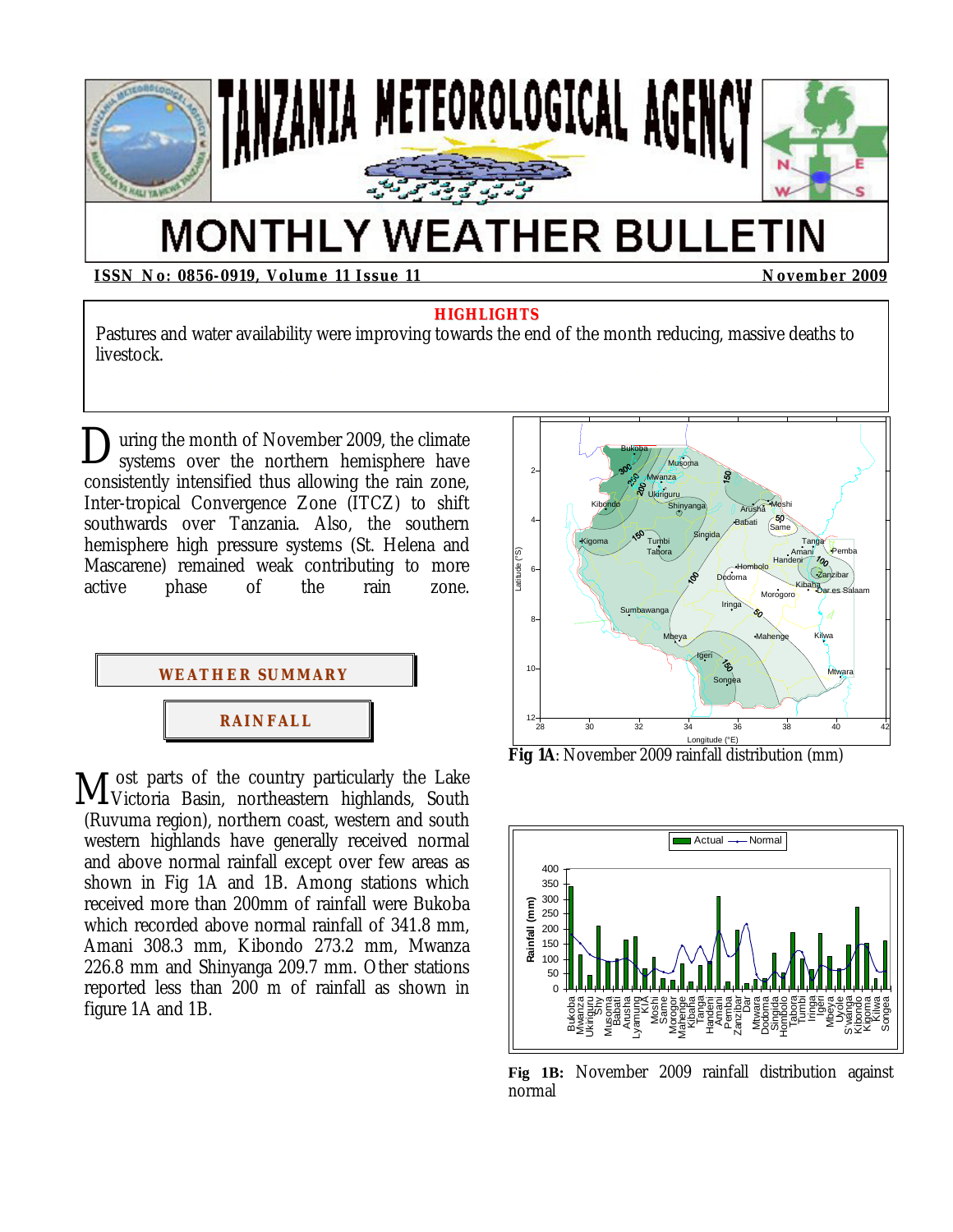# TANZANIA METEOROLOGICAL AGENCY

# MONTHLY WEATHER BULLETIN

**ISSN No: 0856-0919, Volume 11 Issue 11** **November 2009**

**HIGHLIGHTS**

Pastures and water availability were improving towards the end of the month reducing, massive deaths to livestock.

During the month of November 2009, the climate systems over the northern hemisphere have consistently intensified thus allowing the rain zone, Inter-tropical Convergence Zone (ITCZ) to shift southwards over Tanzania. Also, the southern hemisphere high pressure systems (St. Helena and Mascarene) remained weak contributing to more active phase of the rain zone.

## WEATHER SUMMARY

### RAINFALL

Most parts of the country particularly the Lake Victoria Basin, northeastern highlands, South (Ruvuma region), northern coast, western and south western highlands have generally received normal and above normal rainfall except over few areas as shown in Fig 1A and 1B. Among stations which received more than 200mm of rainfall were Bukoba which recorded above normal rainfall of 341.8 mm, Amani 308.3 mm, Kibondo 273.2 mm, Mwanza 226.8 mm and Shinyanga 209.7 mm. Other stations reported less than 200 m of rainfall as shown in figure 1A and 1B.

**Fig 1A**: November 2009 rainfall distribution (mm)

**Fig 1B:** November 2009 rainfall distribution against normal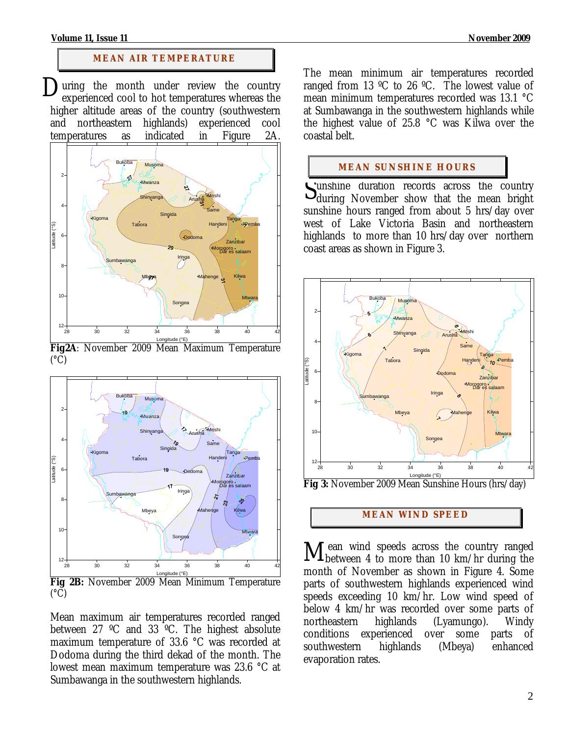## MEAN AIR TEMPERATURE

During the month under review the country experienced cool to hot temperatures whereas the higher altitude areas of the country (southwestern and northeastern highlands) experienced cool temperatures as indicated in Figure 2A.

**Fig2A**: November 2009 Mean Maximum Temperature (°C)

**Fig 2B:** November 2009 Mean Minimum Temperature (°C)

Mean maximum air temperatures recorded ranged between 27 ºC and 33 ºC. The highest absolute maximum temperature of 33.6 °C was recorded at Dodoma during the third dekad of the month. The lowest mean maximum temperature was 23.6 °C at Sumbawanga in the southwestern highlands.

The mean minimum air temperatures recorded ranged from 13 ºC to 26 ºC. The lowest value of mean minimum temperatures recorded was 13.1 °C at Sumbawanga in the southwestern highlands while the highest value of 25.8 °C was Kilwa over the coastal belt.

## MEAN SUNSHINE HOURS

Sunshine duration records across the country during November show that the mean bright sunshine hours ranged from about 5 hrs/day over west of Lake Victoria Basin and northeastern highlands to more than 10 hrs/day over northern coast areas as shown in Figure 3.

**Fig 3:** November 2009 Mean Sunshine Hours (hrs/day)

## MEAN WIND SPEED

Mean wind speeds across the country ranged between 4 to more than 10 km/hr during the month of November as shown in Figure 4. Some parts of southwestern highlands experienced wind speeds exceeding 10 km/hr. Low wind speed of below 4 km/hr was recorded over some parts of northeastern highlands (Lyamungo). Windy conditions experienced over some parts of southwestern highlands (Mbeya) enhanced evaporation rates.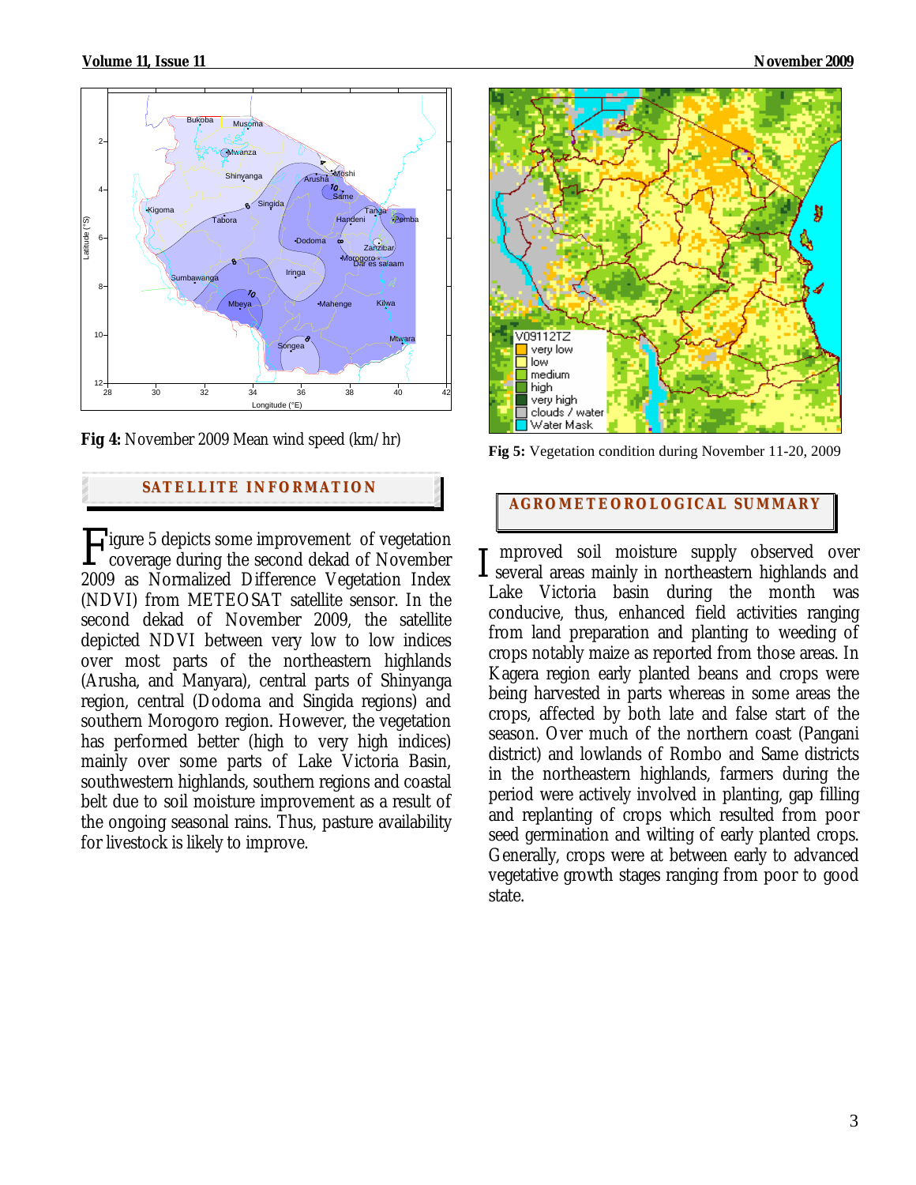Fig 4: November 2009 Mean wind speed (km/hr)

Fig 5: Vegetation condition during November 11-20, 2009

## SATELLITE INFORMATION

Figure 5 depicts some improvement of vegetation coverage during the second dekad of November 2009 as Normalized Difference Vegetation Index (NDVI) from METEOSAT satellite sensor. In the second dekad of November 2009, the satellite depicted NDVI between very low to low indices over most parts of the northeastern highlands (Arusha, and Manyara), central parts of Shinyanga region, central (Dodoma and Singida regions) and southern Morogoro region. However, the vegetation has performed better (high to very high indices) mainly over some parts of Lake Victoria Basin, southwestern highlands, southern regions and coastal belt due to soil moisture improvement as a result of the ongoing seasonal rains. Thus, pasture availability for livestock is likely to improve.

## AGROMETEOROLOGICAL SUMMARY

Improved soil moisture supply observed over several areas mainly in northeastern highlands and Lake Victoria basin during the month was conducive, thus, enhanced field activities ranging from land preparation and planting to weeding of crops notably maize as reported from those areas. In Kagera region early planted beans and crops were being harvested in parts whereas in some areas the crops, affected by both late and false start of the season. Over much of the northern coast (Pangani district) and lowlands of Rombo and Same districts in the northeastern highlands, farmers during the period were actively involved in planting, gap filling and replanting of crops which resulted from poor seed germination and wilting of early planted crops. Generally, crops were at between early to advanced vegetative growth stages ranging from poor to good state.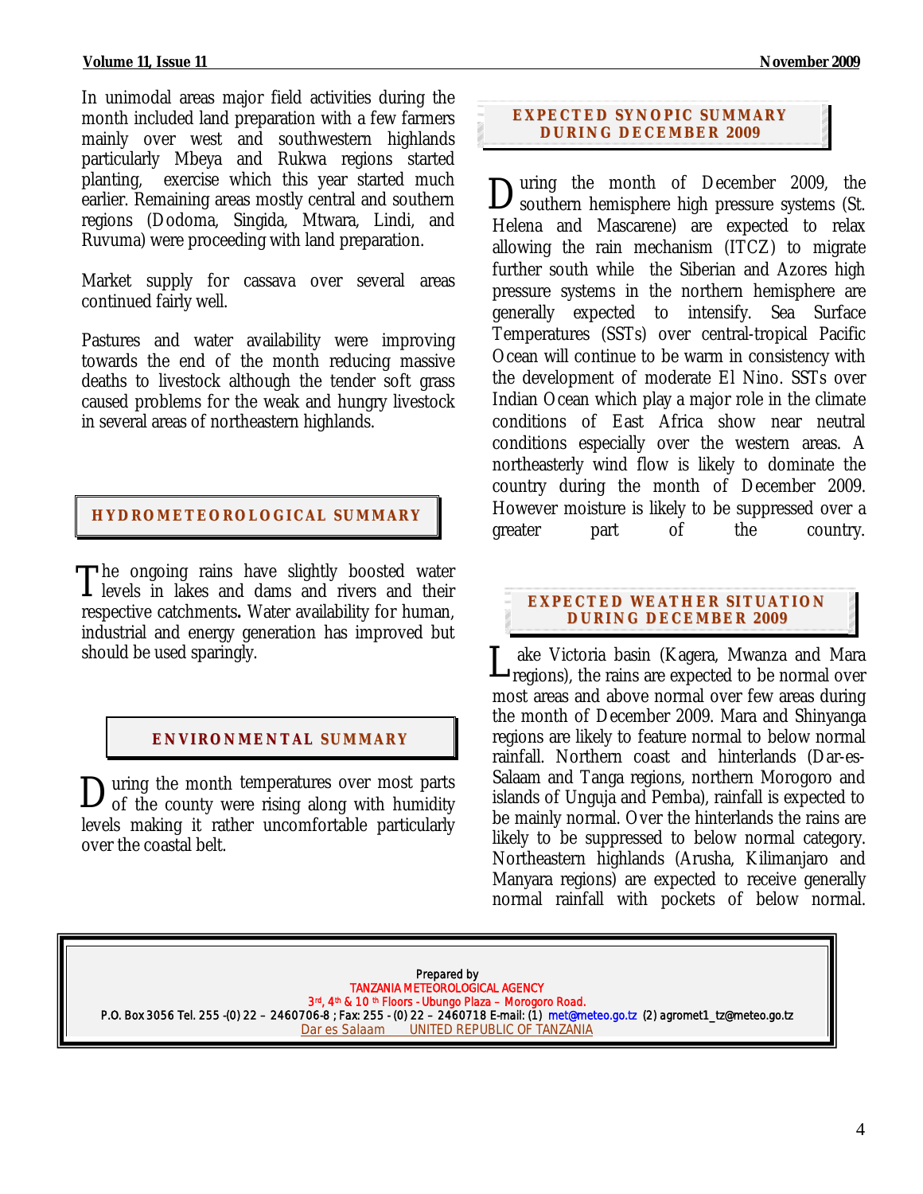In unimodal areas major field activities during the month included land preparation with a few farmers mainly over west and southwestern highlands particularly Mbeya and Rukwa regions started planting, exercise which this year started much earlier. Remaining areas mostly central and southern regions (Dodoma, Singida, Mtwara, Lindi, and Ruvuma) were proceeding with land preparation.

Market supply for cassava over several areas continued fairly well.

Pastures and water availability were improving towards the end of the month reducing massive deaths to livestock although the tender soft grass caused problems for the weak and hungry livestock in several areas of northeastern highlands.

## HYDROMETEOROLOGICAL SUMMARY

The ongoing rains have slightly boosted water levels in lakes and dams and rivers and their respective catchments**.** Water availability for human, industrial and energy generation has improved but should be used sparingly.

## ENVIRONMENTAL SUMMARY

During the month temperatures over most parts of the county were rising along with humidity levels making it rather uncomfortable particularly over the coastal belt.

## EXPECTED SYNOPIC SUMMARY DURING DECEMBER 2009

During the month of December 2009, the southern hemisphere high pressure systems (St. Helena and Mascarene) are expected to relax allowing the rain mechanism (ITCZ) to migrate further south while the Siberian and Azores high pressure systems in the northern hemisphere are generally expected to intensify. Sea Surface Temperatures (SSTs) over central-tropical Pacific Ocean will continue to be warm in consistency with the development of moderate El Nino. SSTs over Indian Ocean which play a major role in the climate conditions of East Africa show near neutral conditions especially over the western areas. A northeasterly wind flow is likely to dominate the country during the month of December 2009. However moisture is likely to be suppressed over a greater part of the country.

## EXPECTED WEATHER SITUATION DURING DECEMBER 2009

Lake Victoria basin (Kagera, Mwanza and Mara regions), the rains are expected to be normal over most areas and above normal over few areas during the month of December 2009. Mara and Shinyanga regions are likely to feature normal to below normal rainfall. Northern coast and hinterlands (Dar-es-Salaam and Tanga regions, northern Morogoro and islands of Unguja and Pemba), rainfall is expected to be mainly normal. Over the hinterlands the rains are likely to be suppressed to below normal category. Northeastern highlands (Arusha, Kilimanjaro and Manyara regions) are expected to receive generally normal rainfall with pockets of below normal.

Prepared by
TANZANIA METEOROLOGICAL AGENCY
3rd, 4th & 10 th Floors - Ubungo Plaza – Morogoro Road.
P.O. Box 3056 Tel. 255 -(0) 22 – 2460706-8 ; Fax: 255 - (0) 22 – 2460718 E-mail: (1) met@meteo.go.tz (2) agromet1_tz@meteo.go.tz
Dar es Salaam UNITED REPUBLIC OF TANZANIA